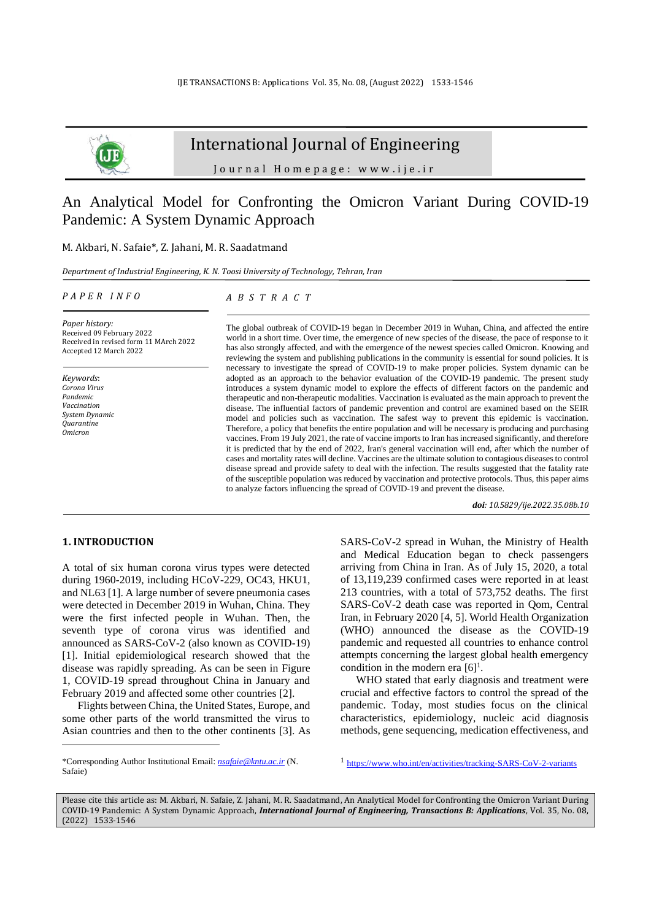# International Journal of Engineering

Journal Homepage: www.ije.ir

## An Analytical Model for Confronting the Omicron Variant During COVID-19 Pandemic: A System Dynamic Approach

M. Akbari, N. Safaie*, Z. Jahani, M. R. Saadatmand

*Department of Industrial Engineering, K. N. Toosi University of Technology, Tehran, Iran*

*PAPER INFO*

*Paper history:*
Received 09 February 2022
Received in revised form 11 MArch 2022
Accepted 12 March 2022

*Keywords*:
*Corona Virus*
*Pandemic*
*Vaccination*
*System Dynamic*
*Quarantine*
*Omicron*

*ABSTRACT*

The global outbreak of COVID-19 began in December 2019 in Wuhan, China, and affected the entire world in a short time. Over time, the emergence of new species of the disease, the pace of response to it has also strongly affected, and with the emergence of the newest species called Omicron. Knowing and reviewing the system and publishing publications in the community is essential for sound policies. It is necessary to investigate the spread of COVID-19 to make proper policies. System dynamic can be adopted as an approach to the behavior evaluation of the COVID-19 pandemic. The present study introduces a system dynamic model to explore the effects of different factors on the pandemic and therapeutic and non-therapeutic modalities. Vaccination is evaluated as the main approach to prevent the disease. The influential factors of pandemic prevention and control are examined based on the SEIR model and policies such as vaccination. The safest way to prevent this epidemic is vaccination. Therefore, a policy that benefits the entire population and will be necessary is producing and purchasing vaccines. From 19 July 2021, the rate of vaccine imports to Iran has increased significantly, and therefore it is predicted that by the end of 2022, Iran's general vaccination will end, after which the number of cases and mortality rates will decline. Vaccines are the ultimate solution to contagious diseases to control disease spread and provide safety to deal with the infection. The results suggested that the fatality rate of the susceptible population was reduced by vaccination and protective protocols. Thus, this paper aims to analyze factors influencing the spread of COVID-19 and prevent the disease.

***doi****: 10.5829/ije.2022.35.08b.10*

## 1. INTRODUCTION

A total of six human corona virus types were detected during 1960-2019, including HCoV-229, OC43, HKU1, and NL63 [1]. A large number of severe pneumonia cases were detected in December 2019 in Wuhan, China. They were the first infected people in Wuhan. Then, the seventh type of corona virus was identified and announced as SARS-CoV-2 (also known as COVID-19) [1]. Initial epidemiological research showed that the disease was rapidly spreading. As can be seen in Figure 1, COVID-19 spread throughout China in January and February 2019 and affected some other countries [2].

Flights between China, the United States, Europe, and some other parts of the world transmitted the virus to Asian countries and then to the other continents [3]. As SARS-CoV-2 spread in Wuhan, the Ministry of Health and Medical Education began to check passengers arriving from China in Iran. As of July 15, 2020, a total of 13,119,239 confirmed cases were reported in at least 213 countries, with a total of 573,752 deaths. The first SARS-CoV-2 death case was reported in Qom, Central Iran, in February 2020 [4, 5]. World Health Organization (WHO) announced the disease as the COVID-19 pandemic and requested all countries to enhance control attempts concerning the largest global health emergency condition in the modern era [6][1].

WHO stated that early diagnosis and treatment were crucial and effective factors to control the spread of the pandemic. Today, most studies focus on the clinical characteristics, epidemiology, nucleic acid diagnosis methods, gene sequencing, medication effectiveness, and

---

*Corresponding Author Institutional Email: *nsafaie@kntu.ac.ir* (N. Safaie)

[1] https://www.who.int/en/activities/tracking-SARS-CoV-2-variants

Please cite this article as: M. Akbari, N. Safaie, Z. Jahani, M. R. Saadatmand, An Analytical Model for Confronting the Omicron Variant During COVID-19 Pandemic: A System Dynamic Approach, ***International Journal of Engineering, Transactions B: Applications***, Vol. 35, No. 08, (2022) 1533-1546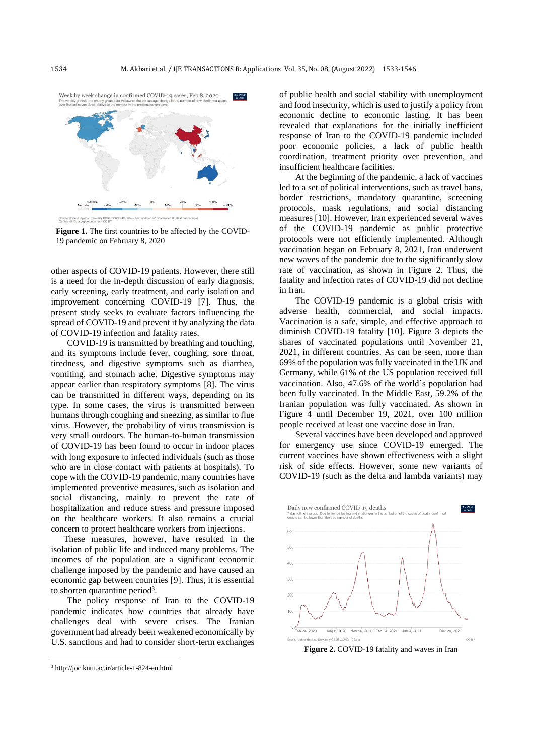Figure 1. The first countries to be affected by the COVID-19 pandemic on February 8, 2020

other aspects of COVID-19 patients. However, there still is a need for the in-depth discussion of early diagnosis, early screening, early treatment, and early isolation and improvement concerning COVID-19 [7]. Thus, the present study seeks to evaluate factors influencing the spread of COVID-19 and prevent it by analyzing the data of COVID-19 infection and fatality rates.

COVID-19 is transmitted by breathing and touching, and its symptoms include fever, coughing, sore throat, tiredness, and digestive symptoms such as diarrhea, vomiting, and stomach ache. Digestive symptoms may appear earlier than respiratory symptoms [8]. The virus can be transmitted in different ways, depending on its type. In some cases, the virus is transmitted between humans through coughing and sneezing, as similar to flue virus. However, the probability of virus transmission is very small outdoors. The human-to-human transmission of COVID-19 has been found to occur in indoor places with long exposure to infected individuals (such as those who are in close contact with patients at hospitals). To cope with the COVID-19 pandemic, many countries have implemented preventive measures, such as isolation and social distancing, mainly to prevent the rate of hospitalization and reduce stress and pressure imposed on the healthcare workers. It also remains a crucial concern to protect healthcare workers from injections.

These measures, however, have resulted in the isolation of public life and induced many problems. The incomes of the population are a significant economic challenge imposed by the pandemic and have caused an economic gap between countries [9]. Thus, it is essential to shorten quarantine period[3].

The policy response of Iran to the COVID-19 pandemic indicates how countries that already have challenges deal with severe crises. The Iranian government had already been weakened economically by U.S. sanctions and had to consider short-term exchanges of public health and social stability with unemployment and food insecurity, which is used to justify a policy from economic decline to economic lasting. It has been revealed that explanations for the initially inefficient response of Iran to the COVID-19 pandemic included poor economic policies, a lack of public health coordination, treatment priority over prevention, and insufficient healthcare facilities.

At the beginning of the pandemic, a lack of vaccines led to a set of political interventions, such as travel bans, border restrictions, mandatory quarantine, screening protocols, mask regulations, and social distancing measures [10]. However, Iran experienced several waves of the COVID-19 pandemic as public protective protocols were not efficiently implemented. Although vaccination began on February 8, 2021, Iran underwent new waves of the pandemic due to the significantly slow rate of vaccination, as shown in Figure 2. Thus, the fatality and infection rates of COVID-19 did not decline in Iran.

The COVID-19 pandemic is a global crisis with adverse health, commercial, and social impacts. Vaccination is a safe, simple, and effective approach to diminish COVID-19 fatality [10]. Figure 3 depicts the shares of vaccinated populations until November 21, 2021, in different countries. As can be seen, more than 69% of the population was fully vaccinated in the UK and Germany, while 61% of the US population received full vaccination. Also, 47.6% of the world's population had been fully vaccinated. In the Middle East, 59.2% of the Iranian population was fully vaccinated. As shown in Figure 4 until December 19, 2021, over 100 million people received at least one vaccine dose in Iran.

Several vaccines have been developed and approved for emergency use since COVID-19 emerged. The current vaccines have shown effectiveness with a slight risk of side effects. However, some new variants of COVID-19 (such as the delta and lambda variants) may

Figure 2. COVID-19 fatality and waves in Iran

[3] http://joc.kntu.ac.ir/article-1-824-en.html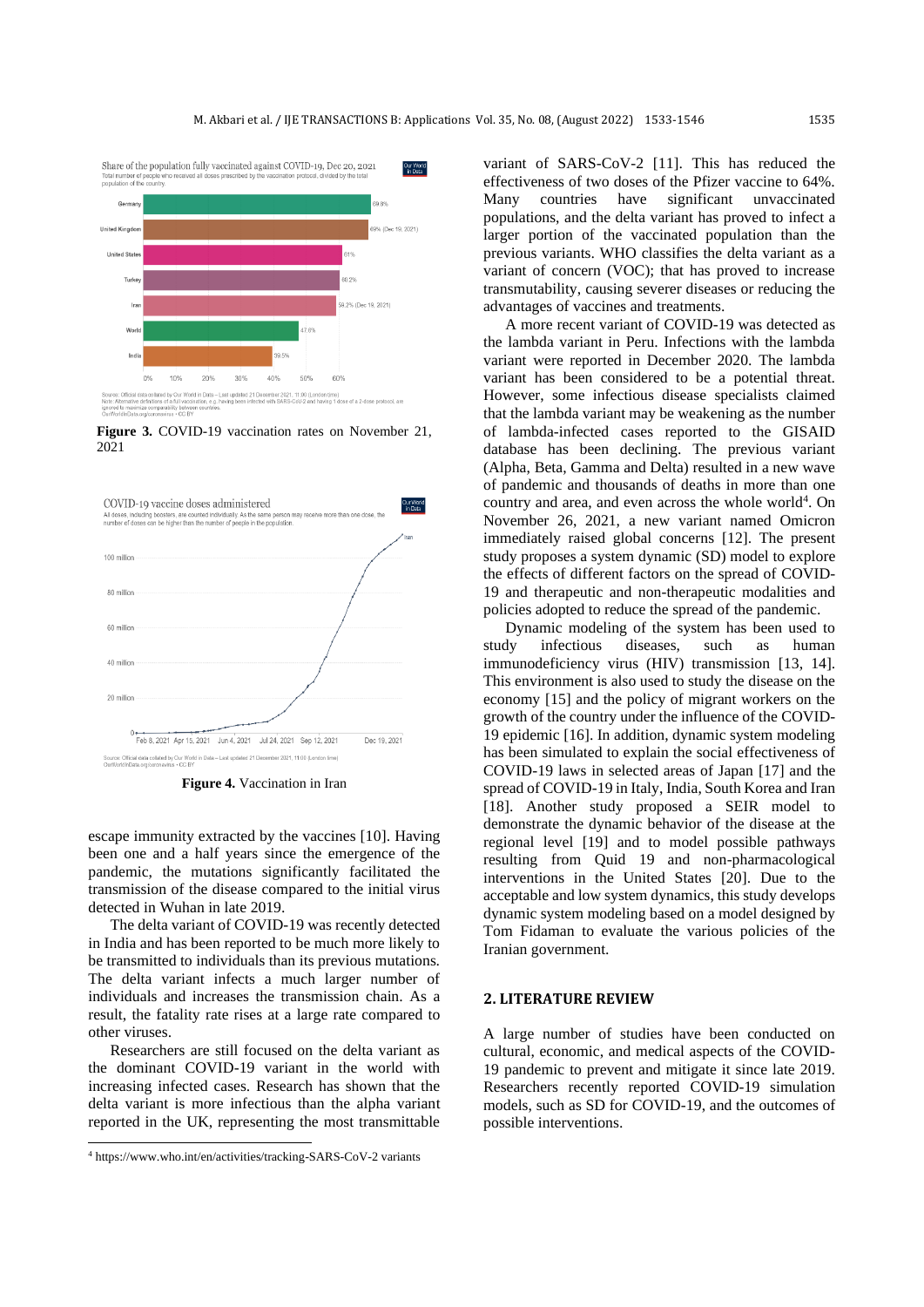Figure 3. COVID-19 vaccination rates on November 21, 2021

Figure 4. Vaccination in Iran

escape immunity extracted by the vaccines [10]. Having been one and a half years since the emergence of the pandemic, the mutations significantly facilitated the transmission of the disease compared to the initial virus detected in Wuhan in late 2019.

The delta variant of COVID-19 was recently detected in India and has been reported to be much more likely to be transmitted to individuals than its previous mutations. The delta variant infects a much larger number of individuals and increases the transmission chain. As a result, the fatality rate rises at a large rate compared to other viruses.

Researchers are still focused on the delta variant as the dominant COVID-19 variant in the world with increasing infected cases. Research has shown that the delta variant is more infectious than the alpha variant reported in the UK, representing the most transmittable variant of SARS-CoV-2 [11]. This has reduced the effectiveness of two doses of the Pfizer vaccine to 64%. Many countries have significant unvaccinated populations, and the delta variant has proved to infect a larger portion of the vaccinated population than the previous variants. WHO classifies the delta variant as a variant of concern (VOC); that has proved to increase transmutability, causing severer diseases or reducing the advantages of vaccines and treatments.

A more recent variant of COVID-19 was detected as the lambda variant in Peru. Infections with the lambda variant were reported in December 2020. The lambda variant has been considered to be a potential threat. However, some infectious disease specialists claimed that the lambda variant may be weakening as the number of lambda-infected cases reported to the GISAID database has been declining. The previous variant (Alpha, Beta, Gamma and Delta) resulted in a new wave of pandemic and thousands of deaths in more than one country and area, and even across the whole world[4]. On November 26, 2021, a new variant named Omicron immediately raised global concerns [12]. The present study proposes a system dynamic (SD) model to explore the effects of different factors on the spread of COVID-19 and therapeutic and non-therapeutic modalities and policies adopted to reduce the spread of the pandemic.

Dynamic modeling of the system has been used to study infectious diseases, such as human immunodeficiency virus (HIV) transmission [13, 14]. This environment is also used to study the disease on the economy [15] and the policy of migrant workers on the growth of the country under the influence of the COVID-19 epidemic [16]. In addition, dynamic system modeling has been simulated to explain the social effectiveness of COVID-19 laws in selected areas of Japan [17] and the spread of COVID-19 in Italy, India, South Korea and Iran [18]. Another study proposed a SEIR model to demonstrate the dynamic behavior of the disease at the regional level [19] and to model possible pathways resulting from Quid 19 and non-pharmacological interventions in the United States [20]. Due to the acceptable and low system dynamics, this study develops dynamic system modeling based on a model designed by Tom Fidaman to evaluate the various policies of the Iranian government.

## 2. LITERATURE REVIEW

A large number of studies have been conducted on cultural, economic, and medical aspects of the COVID-19 pandemic to prevent and mitigate it since late 2019. Researchers recently reported COVID-19 simulation models, such as SD for COVID-19, and the outcomes of possible interventions.

[4] https://www.who.int/en/activities/tracking-SARS-CoV-2 variants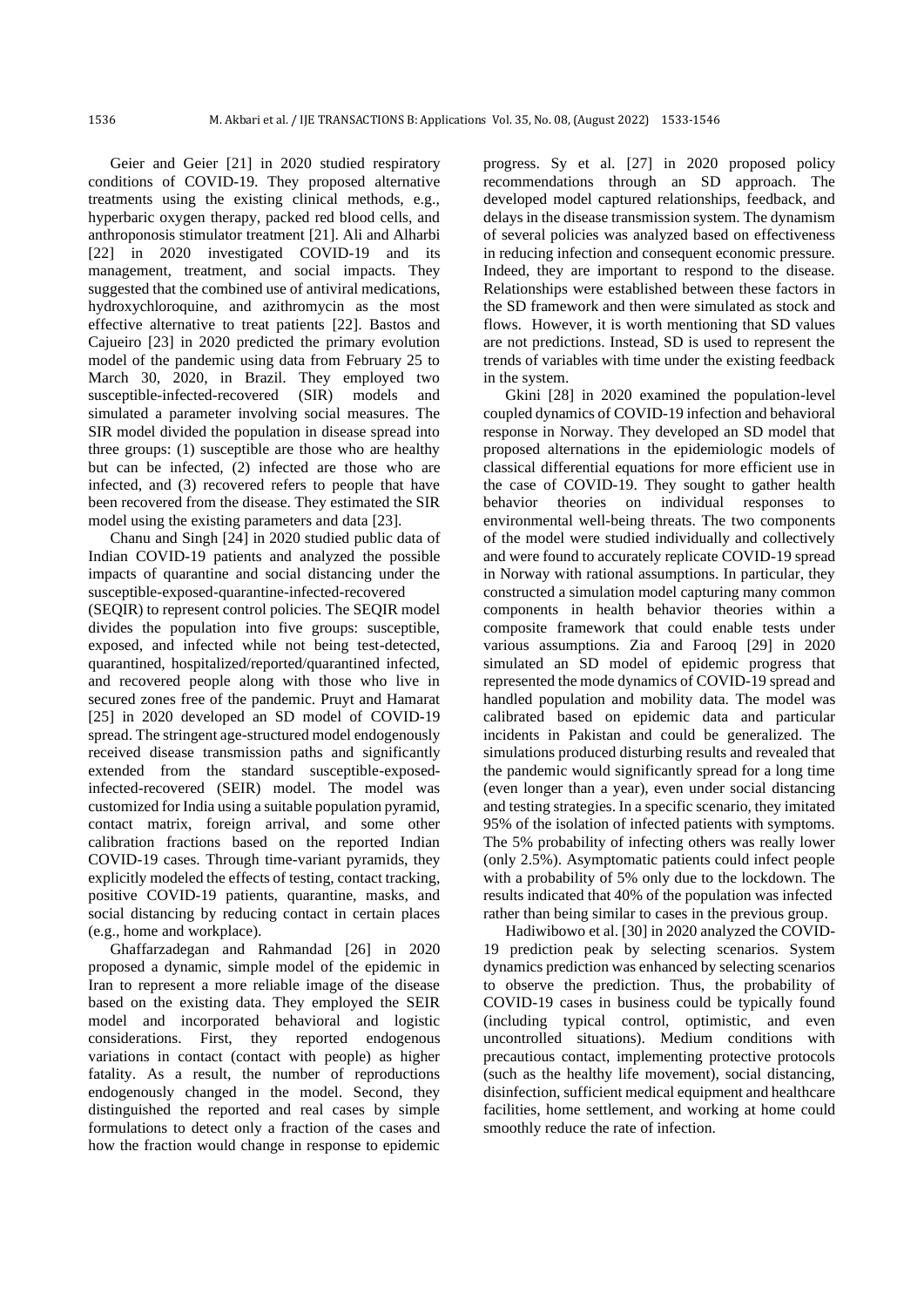Geier and Geier [21] in 2020 studied respiratory conditions of COVID-19. They proposed alternative treatments using the existing clinical methods, e.g., hyperbaric oxygen therapy, packed red blood cells, and anthroponosis stimulator treatment [21]. Ali and Alharbi [22] in 2020 investigated COVID-19 and its management, treatment, and social impacts. They suggested that the combined use of antiviral medications, hydroxychloroquine, and azithromycin as the most effective alternative to treat patients [22]. Bastos and Cajueiro [23] in 2020 predicted the primary evolution model of the pandemic using data from February 25 to March 30, 2020, in Brazil. They employed two susceptible-infected-recovered (SIR) models and simulated a parameter involving social measures. The SIR model divided the population in disease spread into three groups: (1) susceptible are those who are healthy but can be infected, (2) infected are those who are infected, and (3) recovered refers to people that have been recovered from the disease. They estimated the SIR model using the existing parameters and data [23].

Chanu and Singh [24] in 2020 studied public data of Indian COVID-19 patients and analyzed the possible impacts of quarantine and social distancing under the susceptible-exposed-quarantine-infected-recovered (SEQIR) to represent control policies. The SEQIR model divides the population into five groups: susceptible, exposed, and infected while not being test-detected, quarantined, hospitalized/reported/quarantined infected, and recovered people along with those who live in secured zones free of the pandemic. Pruyt and Hamarat [25] in 2020 developed an SD model of COVID-19 spread. The stringent age-structured model endogenously received disease transmission paths and significantly extended from the standard susceptible-exposed-infected-recovered (SEIR) model. The model was customized for India using a suitable population pyramid, contact matrix, foreign arrival, and some other calibration fractions based on the reported Indian COVID-19 cases. Through time-variant pyramids, they explicitly modeled the effects of testing, contact tracking, positive COVID-19 patients, quarantine, masks, and social distancing by reducing contact in certain places (e.g., home and workplace).

Ghaffarzadegan and Rahmandad [26] in 2020 proposed a dynamic, simple model of the epidemic in Iran to represent a more reliable image of the disease based on the existing data. They employed the SEIR model and incorporated behavioral and logistic considerations. First, they reported endogenous variations in contact (contact with people) as higher fatality. As a result, the number of reproductions endogenously changed in the model. Second, they distinguished the reported and real cases by simple formulations to detect only a fraction of the cases and how the fraction would change in response to epidemic progress. Sy et al. [27] in 2020 proposed policy recommendations through an SD approach. The developed model captured relationships, feedback, and delays in the disease transmission system. The dynamism of several policies was analyzed based on effectiveness in reducing infection and consequent economic pressure. Indeed, they are important to respond to the disease. Relationships were established between these factors in the SD framework and then were simulated as stock and flows. However, it is worth mentioning that SD values are not predictions. Instead, SD is used to represent the trends of variables with time under the existing feedback in the system.

Gkini [28] in 2020 examined the population-level coupled dynamics of COVID-19 infection and behavioral response in Norway. They developed an SD model that proposed alternations in the epidemiologic models of classical differential equations for more efficient use in the case of COVID-19. They sought to gather health behavior theories on individual responses to environmental well-being threats. The two components of the model were studied individually and collectively and were found to accurately replicate COVID-19 spread in Norway with rational assumptions. In particular, they constructed a simulation model capturing many common components in health behavior theories within a composite framework that could enable tests under various assumptions. Zia and Farooq [29] in 2020 simulated an SD model of epidemic progress that represented the mode dynamics of COVID-19 spread and handled population and mobility data. The model was calibrated based on epidemic data and particular incidents in Pakistan and could be generalized. The simulations produced disturbing results and revealed that the pandemic would significantly spread for a long time (even longer than a year), even under social distancing and testing strategies. In a specific scenario, they imitated 95% of the isolation of infected patients with symptoms. The 5% probability of infecting others was really lower (only 2.5%). Asymptomatic patients could infect people with a probability of 5% only due to the lockdown. The results indicated that 40% of the population was infected rather than being similar to cases in the previous group.

Hadiwibowo et al. [30] in 2020 analyzed the COVID-19 prediction peak by selecting scenarios. System dynamics prediction was enhanced by selecting scenarios to observe the prediction. Thus, the probability of COVID-19 cases in business could be typically found (including typical control, optimistic, and even uncontrolled situations). Medium conditions with precautious contact, implementing protective protocols (such as the healthy life movement), social distancing, disinfection, sufficient medical equipment and healthcare facilities, home settlement, and working at home could smoothly reduce the rate of infection.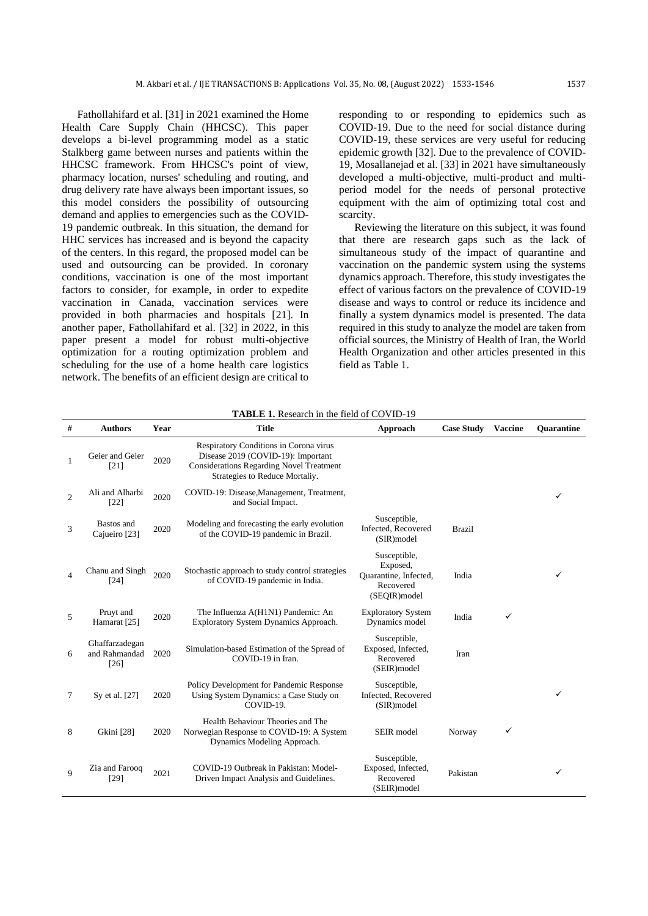Fathollahifard et al. [31] in 2021 examined the Home Health Care Supply Chain (HHCSC). This paper develops a bi-level programming model as a static Stalkberg game between nurses and patients within the HHCSC framework. From HHCSC's point of view, pharmacy location, nurses' scheduling and routing, and drug delivery rate have always been important issues, so this model considers the possibility of outsourcing demand and applies to emergencies such as the COVID-19 pandemic outbreak. In this situation, the demand for HHC services has increased and is beyond the capacity of the centers. In this regard, the proposed model can be used and outsourcing can be provided. In coronary conditions, vaccination is one of the most important factors to consider, for example, in order to expedite vaccination in Canada, vaccination services were provided in both pharmacies and hospitals [21]. In another paper, Fathollahifard et al. [32] in 2022, in this paper present a model for robust multi-objective optimization for a routing optimization problem and scheduling for the use of a home health care logistics network. The benefits of an efficient design are critical to responding to or responding to epidemics such as COVID-19. Due to the need for social distance during COVID-19, these services are very useful for reducing epidemic growth [32]. Due to the prevalence of COVID-19, Mosallanejad et al. [33] in 2021 have simultaneously developed a multi-objective, multi-product and multi-period model for the needs of personal protective equipment with the aim of optimizing total cost and scarcity.

Reviewing the literature on this subject, it was found that there are research gaps such as the lack of simultaneous study of the impact of quarantine and vaccination on the pandemic system using the systems dynamics approach. Therefore, this study investigates the effect of various factors on the prevalence of COVID-19 disease and ways to control or reduce its incidence and finally a system dynamics model is presented. The data required in this study to analyze the model are taken from official sources, the Ministry of Health of Iran, the World Health Organization and other articles presented in this field as Table 1.

**TABLE 1.** Research in the field of COVID-19

| # | Authors | Year | Title | Approach | Case Study | Vaccine | Quarantine |
|---|---|---|---|---|---|---|---|
| 1 | Geier and Geier [21] | 2020 | Respiratory Conditions in Corona virus Disease 2019 (COVID-19): Important Considerations Regarding Novel Treatment Strategies to Reduce Mortaliy. | | | | |
| 2 | Ali and Alharbi [22] | 2020 | COVID-19: Disease,Management, Treatment, and Social Impact. | | | | ✓ |
| 3 | Bastos and Cajueiro [23] | 2020 | Modeling and forecasting the early evolution of the COVID-19 pandemic in Brazil. | Susceptible, Infected, Recovered (SIR)model | Brazil | | |
| 4 | Chanu and Singh [24] | 2020 | Stochastic approach to study control strategies of COVID-19 pandemic in India. | Susceptible, Exposed, Quarantine, Infected, Recovered (SEQIR)model | India | | ✓ |
| 5 | Pruyt and Hamarat [25] | 2020 | The Influenza A(H1N1) Pandemic: An Exploratory System Dynamics Approach. | Exploratory System Dynamics model | India | ✓ | |
| 6 | Ghaffarzadegan and Rahmandad [26] | 2020 | Simulation-based Estimation of the Spread of COVID-19 in Iran. | Susceptible, Exposed, Infected, Recovered (SEIR)model | Iran | | |
| 7 | Sy et al. [27] | 2020 | Policy Development for Pandemic Response Using System Dynamics: a Case Study on COVID-19. | Susceptible, Infected, Recovered (SIR)model | | | ✓ |
| 8 | Gkini [28] | 2020 | Health Behaviour Theories and The Norwegian Response to COVID-19: A System Dynamics Modeling Approach. | SEIR model | Norway | ✓ | |
| 9 | Zia and Farooq [29] | 2021 | COVID-19 Outbreak in Pakistan: Model-Driven Impact Analysis and Guidelines. | Susceptible, Exposed, Infected, Recovered (SEIR)model | Pakistan | | ✓ |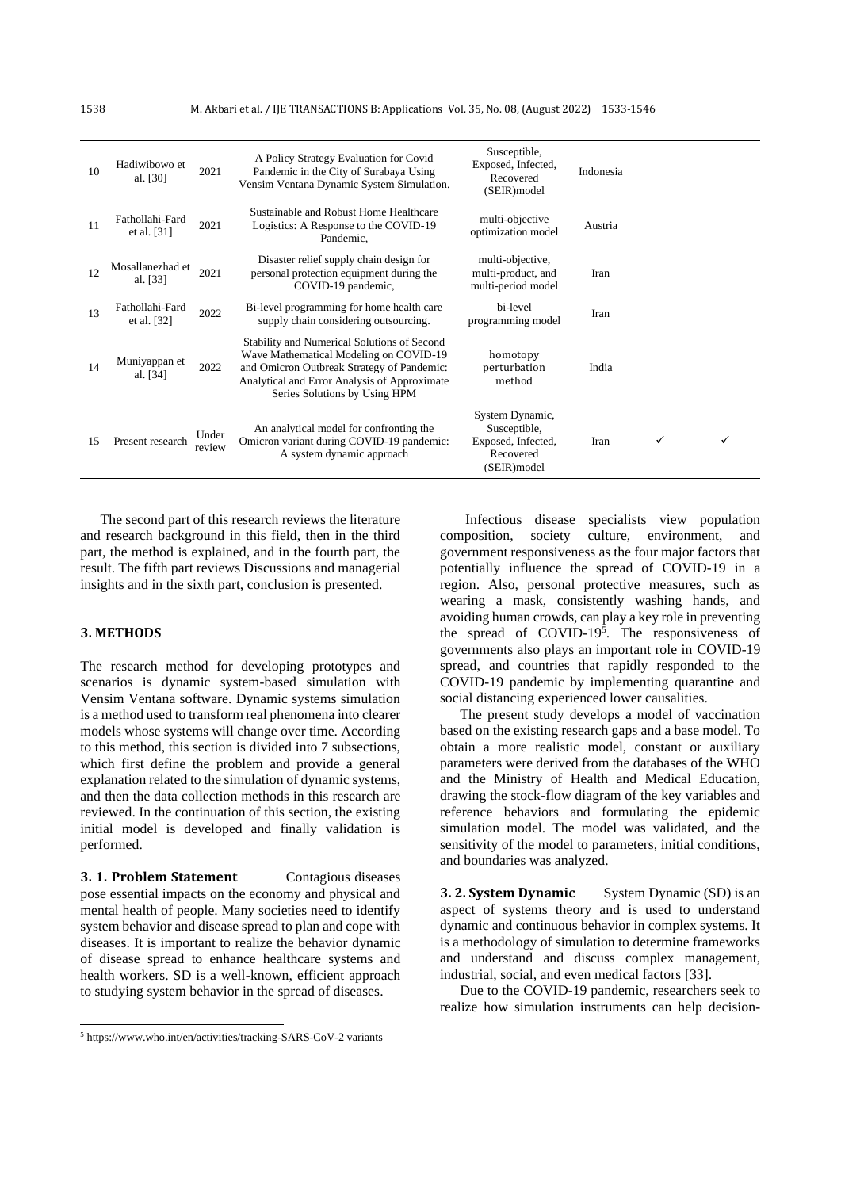| 10 | Hadiwibowo et al. [30] | 2021 | A Policy Strategy Evaluation for Covid Pandemic in the City of Surabaya Using Vensim Ventana Dynamic System Simulation. | Susceptible, Exposed, Infected, Recovered (SEIR)model | Indonesia | | |
|---|---|---|---|---|---|---|---|
| 11 | Fathollahi-Fard et al. [31] | 2021 | Sustainable and Robust Home Healthcare Logistics: A Response to the COVID-19 Pandemic, | multi-objective optimization model | Austria | | |
| 12 | Mosallanezhad et al. [33] | 2021 | Disaster relief supply chain design for personal protection equipment during the COVID-19 pandemic, | multi-objective, multi-product, and multi-period model | Iran | | |
| 13 | Fathollahi-Fard et al. [32] | 2022 | Bi-level programming for home health care supply chain considering outsourcing. | bi-level programming model | Iran | | |
| 14 | Muniyappan et al. [34] | 2022 | Stability and Numerical Solutions of Second Wave Mathematical Modeling on COVID-19 and Omicron Outbreak Strategy of Pandemic: Analytical and Error Analysis of Approximate Series Solutions by Using HPM | homotopy perturbation method | India | | |
| 15 | Present research | Under review | An analytical model for confronting the Omicron variant during COVID-19 pandemic: A system dynamic approach | System Dynamic, Susceptible, Exposed, Infected, Recovered (SEIR)model | Iran | ✓ | ✓ |

The second part of this research reviews the literature and research background in this field, then in the third part, the method is explained, and in the fourth part, the result. The fifth part reviews Discussions and managerial insights and in the sixth part, conclusion is presented.

## 3. METHODS

The research method for developing prototypes and scenarios is dynamic system-based simulation with Vensim Ventana software. Dynamic systems simulation is a method used to transform real phenomena into clearer models whose systems will change over time. According to this method, this section is divided into 7 subsections, which first define the problem and provide a general explanation related to the simulation of dynamic systems, and then the data collection methods in this research are reviewed. In the continuation of this section, the existing initial model is developed and finally validation is performed.

**3. 1. Problem Statement** Contagious diseases pose essential impacts on the economy and physical and mental health of people. Many societies need to identify system behavior and disease spread to plan and cope with diseases. It is important to realize the behavior dynamic of disease spread to enhance healthcare systems and health workers. SD is a well-known, efficient approach to studying system behavior in the spread of diseases.

Infectious disease specialists view population composition, society culture, environment, and government responsiveness as the four major factors that potentially influence the spread of COVID-19 in a region. Also, personal protective measures, such as wearing a mask, consistently washing hands, and avoiding human crowds, can play a key role in preventing the spread of COVID-19[5]. The responsiveness of governments also plays an important role in COVID-19 spread, and countries that rapidly responded to the COVID-19 pandemic by implementing quarantine and social distancing experienced lower causalities.

The present study develops a model of vaccination based on the existing research gaps and a base model. To obtain a more realistic model, constant or auxiliary parameters were derived from the databases of the WHO and the Ministry of Health and Medical Education, drawing the stock-flow diagram of the key variables and reference behaviors and formulating the epidemic simulation model. The model was validated, and the sensitivity of the model to parameters, initial conditions, and boundaries was analyzed.

**3. 2. System Dynamic** System Dynamic (SD) is an aspect of systems theory and is used to understand dynamic and continuous behavior in complex systems. It is a methodology of simulation to determine frameworks and understand and discuss complex management, industrial, social, and even medical factors [33].

Due to the COVID-19 pandemic, researchers seek to realize how simulation instruments can help decision-

[5] https://www.who.int/en/activities/tracking-SARS-CoV-2 variants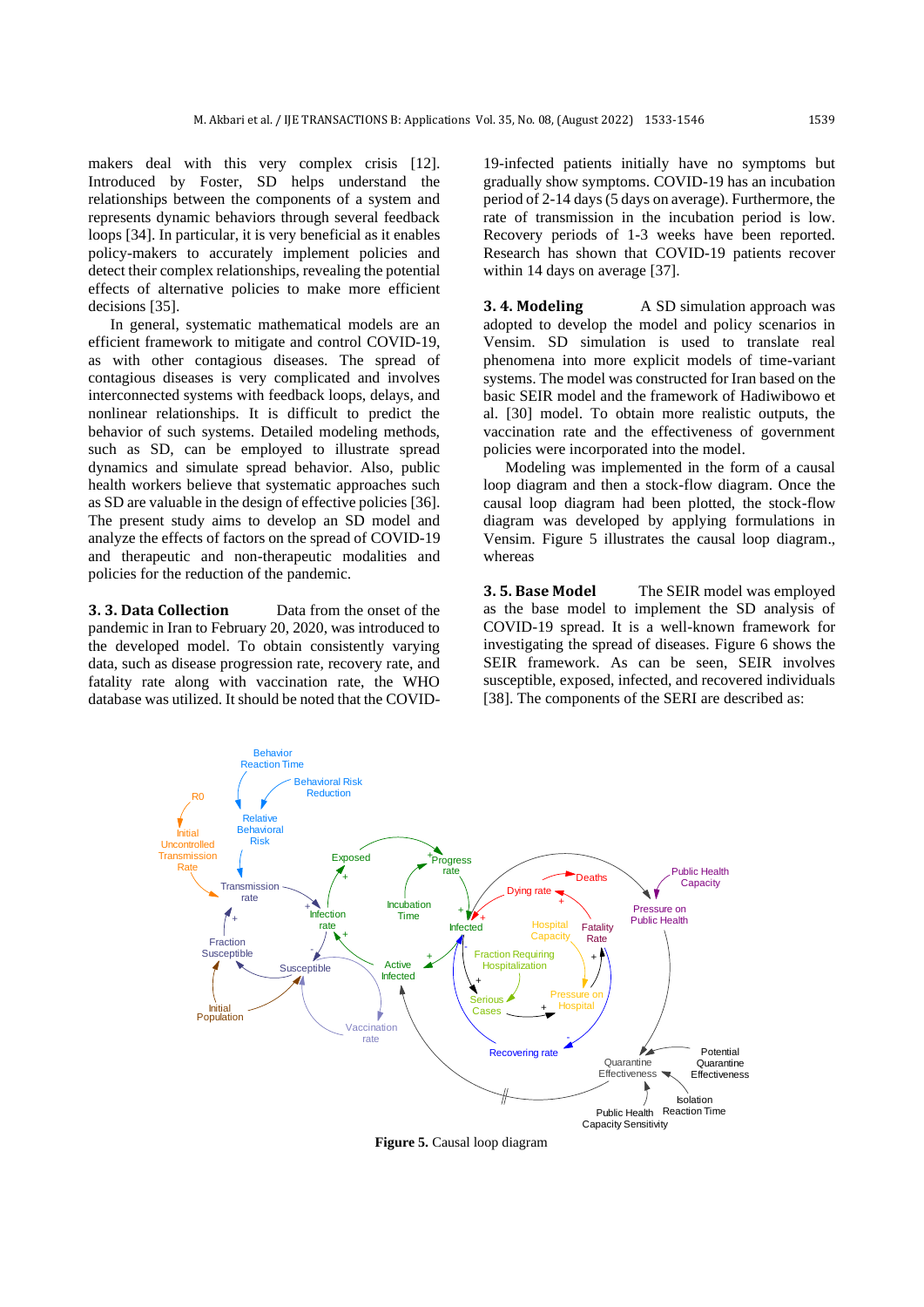makers deal with this very complex crisis [12]. Introduced by Foster, SD helps understand the relationships between the components of a system and represents dynamic behaviors through several feedback loops [34]. In particular, it is very beneficial as it enables policy-makers to accurately implement policies and detect their complex relationships, revealing the potential effects of alternative policies to make more efficient decisions [35].

In general, systematic mathematical models are an efficient framework to mitigate and control COVID-19, as with other contagious diseases. The spread of contagious diseases is very complicated and involves interconnected systems with feedback loops, delays, and nonlinear relationships. It is difficult to predict the behavior of such systems. Detailed modeling methods, such as SD, can be employed to illustrate spread dynamics and simulate spread behavior. Also, public health workers believe that systematic approaches such as SD are valuable in the design of effective policies [36]. The present study aims to develop an SD model and analyze the effects of factors on the spread of COVID-19 and therapeutic and non-therapeutic modalities and policies for the reduction of the pandemic.

### 3. 3. Data Collection

Data from the onset of the pandemic in Iran to February 20, 2020, was introduced to the developed model. To obtain consistently varying data, such as disease progression rate, recovery rate, and fatality rate along with vaccination rate, the WHO database was utilized. It should be noted that the COVID-19-infected patients initially have no symptoms but gradually show symptoms. COVID-19 has an incubation period of 2-14 days (5 days on average). Furthermore, the rate of transmission in the incubation period is low. Recovery periods of 1-3 weeks have been reported. Research has shown that COVID-19 patients recover within 14 days on average [37].

### 3. 4. Modeling

A SD simulation approach was adopted to develop the model and policy scenarios in Vensim. SD simulation is used to translate real phenomena into more explicit models of time-variant systems. The model was constructed for Iran based on the basic SEIR model and the framework of Hadiwibowo et al. [30] model. To obtain more realistic outputs, the vaccination rate and the effectiveness of government policies were incorporated into the model.

Modeling was implemented in the form of a causal loop diagram and then a stock-flow diagram. Once the causal loop diagram had been plotted, the stock-flow diagram was developed by applying formulations in Vensim. Figure 5 illustrates the causal loop diagram., whereas

### 3. 5. Base Model

The SEIR model was employed as the base model to implement the SD analysis of COVID-19 spread. It is a well-known framework for investigating the spread of diseases. Figure 6 shows the SEIR framework. As can be seen, SEIR involves susceptible, exposed, infected, and recovered individuals [38]. The components of the SERI are described as:

**Figure 5.** Causal loop diagram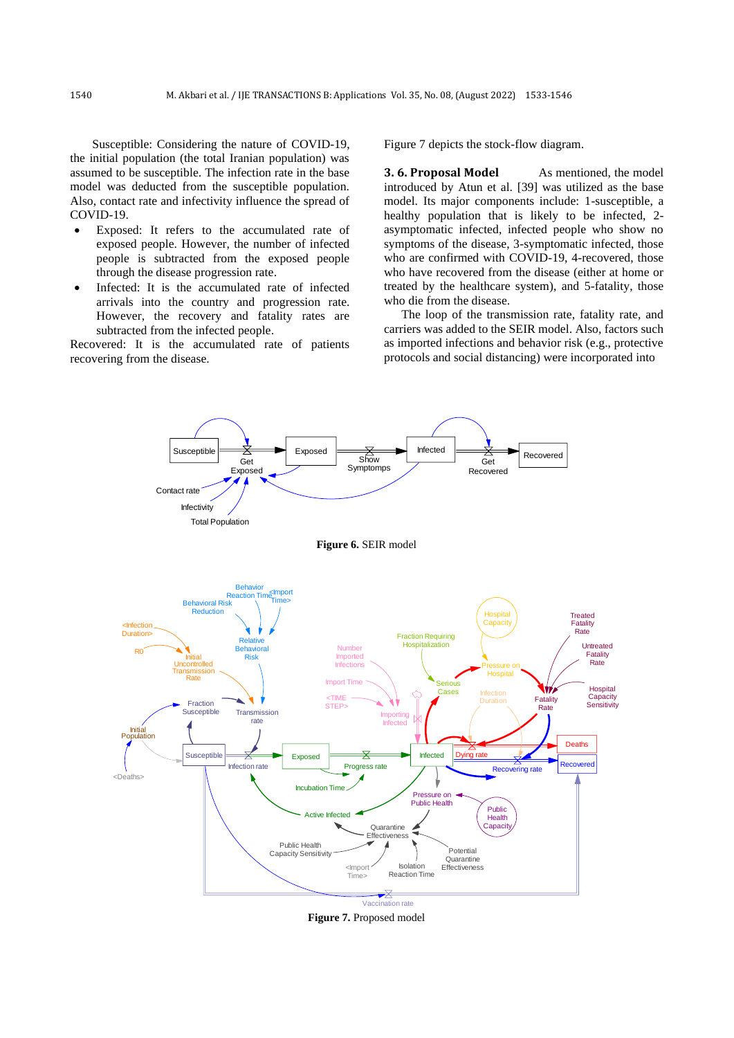Susceptible: Considering the nature of COVID-19, the initial population (the total Iranian population) was assumed to be susceptible. The infection rate in the base model was deducted from the susceptible population. Also, contact rate and infectivity influence the spread of COVID-19.

- Exposed: It refers to the accumulated rate of exposed people. However, the number of infected people is subtracted from the exposed people through the disease progression rate.
- Infected: It is the accumulated rate of infected arrivals into the country and progression rate. However, the recovery and fatality rates are subtracted from the infected people.

Recovered: It is the accumulated rate of patients recovering from the disease.

Figure 7 depicts the stock-flow diagram.

**3. 6. Proposal Model** As mentioned, the model introduced by Atun et al. [39] was utilized as the base model. Its major components include: 1-susceptible, a healthy population that is likely to be infected, 2-asymptomatic infected, infected people who show no symptoms of the disease, 3-symptomatic infected, those who are confirmed with COVID-19, 4-recovered, those who have recovered from the disease (either at home or treated by the healthcare system), and 5-fatality, those who die from the disease.

The loop of the transmission rate, fatality rate, and carriers was added to the SEIR model. Also, factors such as imported infections and behavior risk (e.g., protective protocols and social distancing) were incorporated into

**Figure 6.** SEIR model

**Figure 7.** Proposed model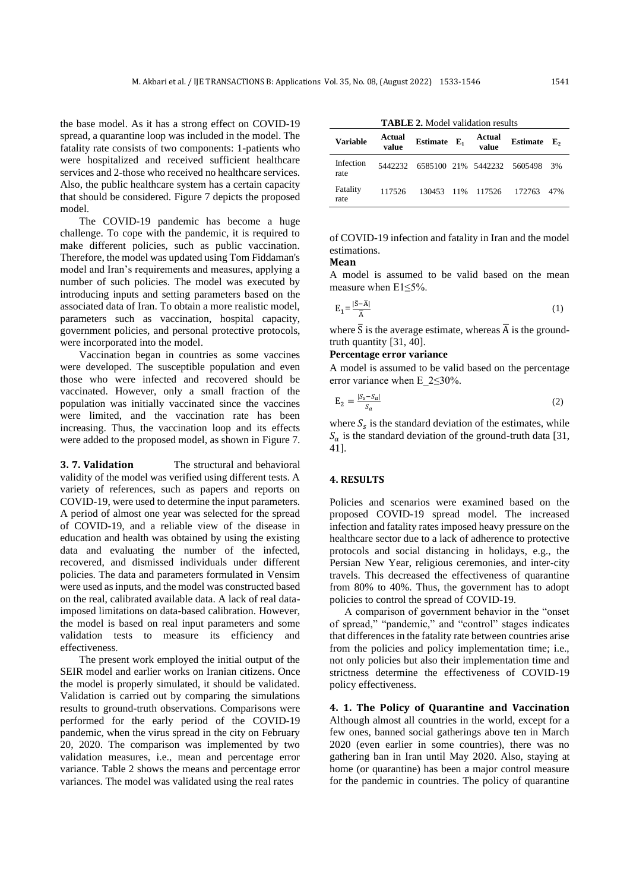the base model. As it has a strong effect on COVID-19 spread, a quarantine loop was included in the model. The fatality rate consists of two components: 1-patients who were hospitalized and received sufficient healthcare services and 2-those who received no healthcare services. Also, the public healthcare system has a certain capacity that should be considered. Figure 7 depicts the proposed model.

The COVID-19 pandemic has become a huge challenge. To cope with the pandemic, it is required to make different policies, such as public vaccination. Therefore, the model was updated using Tom Fiddaman's model and Iran's requirements and measures, applying a number of such policies. The model was executed by introducing inputs and setting parameters based on the associated data of Iran. To obtain a more realistic model, parameters such as vaccination, hospital capacity, government policies, and personal protective protocols, were incorporated into the model.

Vaccination began in countries as some vaccines were developed. The susceptible population and even those who were infected and recovered should be vaccinated. However, only a small fraction of the population was initially vaccinated since the vaccines were limited, and the vaccination rate has been increasing. Thus, the vaccination loop and its effects were added to the proposed model, as shown in Figure 7.

**3. 7. Validation** The structural and behavioral validity of the model was verified using different tests. A variety of references, such as papers and reports on COVID-19, were used to determine the input parameters. A period of almost one year was selected for the spread of COVID-19, and a reliable view of the disease in education and health was obtained by using the existing data and evaluating the number of the infected, recovered, and dismissed individuals under different policies. The data and parameters formulated in Vensim were used as inputs, and the model was constructed based on the real, calibrated available data. A lack of real data-imposed limitations on data-based calibration. However, the model is based on real input parameters and some validation tests to measure its efficiency and effectiveness.

The present work employed the initial output of the SEIR model and earlier works on Iranian citizens. Once the model is properly simulated, it should be validated. Validation is carried out by comparing the simulations results to ground-truth observations. Comparisons were performed for the early period of the COVID-19 pandemic, when the virus spread in the city on February 20, 2020. The comparison was implemented by two validation measures, i.e., mean and percentage error variance. Table 2 shows the means and percentage error variances. The model was validated using the real rates of COVID-19 infection and fatality in Iran and the model estimations.

**TABLE 2.** Model validation results

| Variable | Actual value | Estimate | $E_1$ | Actual value | Estimate | $E_2$ |
|---|---|---|---|---|---|---|
| Infection rate | 5442232 | 6585100 | 21% | 5442232 | 5605498 | 3% |
| Fatality rate | 117526 | 130453 | 11% | 117526 | 172763 | 47% |

**Mean**

A model is assumed to be valid based on the mean measure when E1≤5%.

$$E_1 = \frac{|\bar{S}-\bar{A}|}{\bar{A}} \quad (1)$$

where $\bar{S}$ is the average estimate, whereas $\bar{A}$ is the ground-truth quantity [31, 40].

**Percentage error variance**

A model is assumed to be valid based on the percentage error variance when E_2≤30%.

$$E_2 = \frac{|S_s - S_a|}{S_a} \quad (2)$$

where $S_s$ is the standard deviation of the estimates, while $S_a$ is the standard deviation of the ground-truth data [31, 41].

## 4. RESULTS

Policies and scenarios were examined based on the proposed COVID-19 spread model. The increased infection and fatality rates imposed heavy pressure on the healthcare sector due to a lack of adherence to protective protocols and social distancing in holidays, e.g., the Persian New Year, religious ceremonies, and inter-city travels. This decreased the effectiveness of quarantine from 80% to 40%. Thus, the government has to adopt policies to control the spread of COVID-19.

A comparison of government behavior in the "onset of spread," "pandemic," and "control" stages indicates that differences in the fatality rate between countries arise from the policies and policy implementation time; i.e., not only policies but also their implementation time and strictness determine the effectiveness of COVID-19 policy effectiveness.

**4. 1. The Policy of Quarantine and Vaccination** Although almost all countries in the world, except for a few ones, banned social gatherings above ten in March 2020 (even earlier in some countries), there was no gathering ban in Iran until May 2020. Also, staying at home (or quarantine) has been a major control measure for the pandemic in countries. The policy of quarantine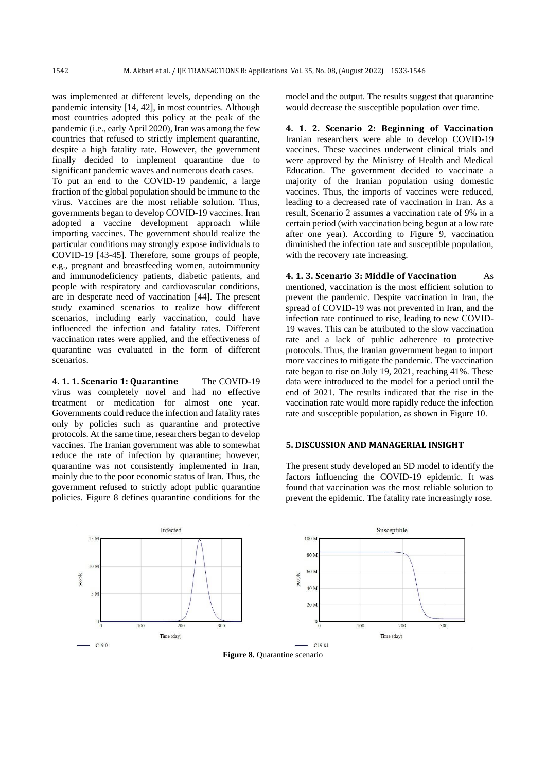was implemented at different levels, depending on the pandemic intensity [14, 42], in most countries. Although most countries adopted this policy at the peak of the pandemic (i.e., early April 2020), Iran was among the few countries that refused to strictly implement quarantine, despite a high fatality rate. However, the government finally decided to implement quarantine due to significant pandemic waves and numerous death cases.

To put an end to the COVID-19 pandemic, a large fraction of the global population should be immune to the virus. Vaccines are the most reliable solution. Thus, governments began to develop COVID-19 vaccines. Iran adopted a vaccine development approach while importing vaccines. The government should realize the particular conditions may strongly expose individuals to COVID-19 [43-45]. Therefore, some groups of people, e.g., pregnant and breastfeeding women, autoimmunity and immunodeficiency patients, diabetic patients, and people with respiratory and cardiovascular conditions, are in desperate need of vaccination [44]. The present study examined scenarios to realize how different scenarios, including early vaccination, could have influenced the infection and fatality rates. Different vaccination rates were applied, and the effectiveness of quarantine was evaluated in the form of different scenarios.

**4. 1. 1. Scenario 1: Quarantine** The COVID-19 virus was completely novel and had no effective treatment or medication for almost one year. Governments could reduce the infection and fatality rates only by policies such as quarantine and protective protocols. At the same time, researchers began to develop vaccines. The Iranian government was able to somewhat reduce the rate of infection by quarantine; however, quarantine was not consistently implemented in Iran, mainly due to the poor economic status of Iran. Thus, the government refused to strictly adopt public quarantine policies. Figure 8 defines quarantine conditions for the model and the output. The results suggest that quarantine would decrease the susceptible population over time.

**4. 1. 2. Scenario 2: Beginning of Vaccination** Iranian researchers were able to develop COVID-19 vaccines. These vaccines underwent clinical trials and were approved by the Ministry of Health and Medical Education. The government decided to vaccinate a majority of the Iranian population using domestic vaccines. Thus, the imports of vaccines were reduced, leading to a decreased rate of vaccination in Iran. As a result, Scenario 2 assumes a vaccination rate of 9% in a certain period (with vaccination being begun at a low rate after one year). According to Figure 9, vaccination diminished the infection rate and susceptible population, with the recovery rate increasing.

**4. 1. 3. Scenario 3: Middle of Vaccination** As mentioned, vaccination is the most efficient solution to prevent the pandemic. Despite vaccination in Iran, the spread of COVID-19 was not prevented in Iran, and the infection rate continued to rise, leading to new COVID-19 waves. This can be attributed to the slow vaccination rate and a lack of public adherence to protective protocols. Thus, the Iranian government began to import more vaccines to mitigate the pandemic. The vaccination rate began to rise on July 19, 2021, reaching 41%. These data were introduced to the model for a period until the end of 2021. The results indicated that the rise in the vaccination rate would more rapidly reduce the infection rate and susceptible population, as shown in Figure 10.

## 5. DISCUSSION AND MANAGERIAL INSIGHT

The present study developed an SD model to identify the factors influencing the COVID-19 epidemic. It was found that vaccination was the most reliable solution to prevent the epidemic. The fatality rate increasingly rose.

**Figure 8.** Quarantine scenario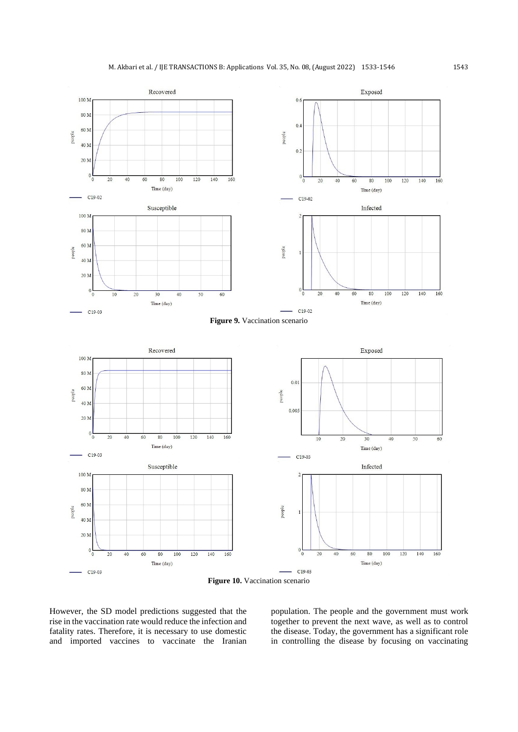**Figure 9.** Vaccination scenario

**Figure 10.** Vaccination scenario

However, the SD model predictions suggested that the rise in the vaccination rate would reduce the infection and fatality rates. Therefore, it is necessary to use domestic and imported vaccines to vaccinate the Iranian population. The people and the government must work together to prevent the next wave, as well as to control the disease. Today, the government has a significant role in controlling the disease by focusing on vaccinating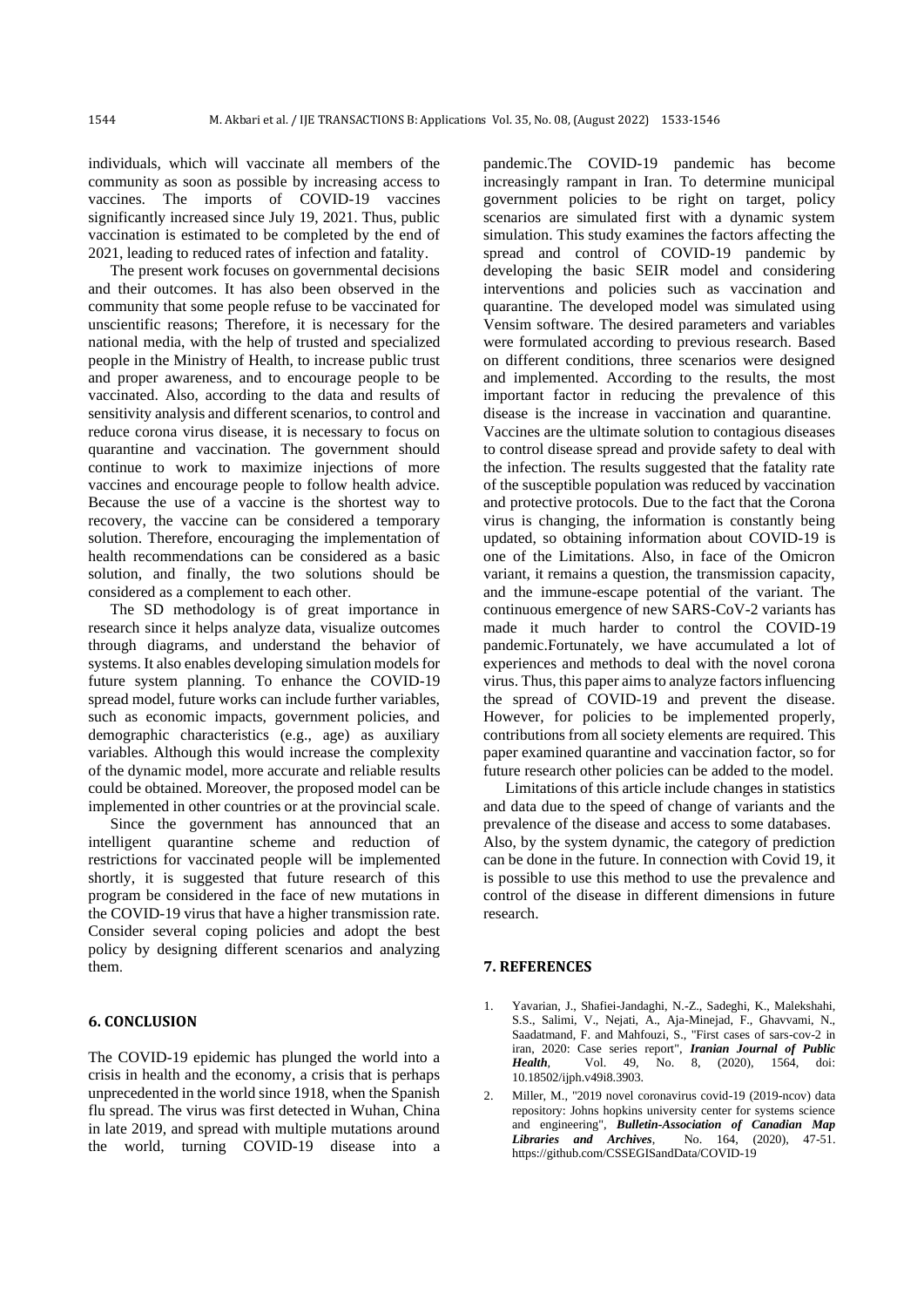individuals, which will vaccinate all members of the community as soon as possible by increasing access to vaccines. The imports of COVID-19 vaccines significantly increased since July 19, 2021. Thus, public vaccination is estimated to be completed by the end of 2021, leading to reduced rates of infection and fatality.

The present work focuses on governmental decisions and their outcomes. It has also been observed in the community that some people refuse to be vaccinated for unscientific reasons; Therefore, it is necessary for the national media, with the help of trusted and specialized people in the Ministry of Health, to increase public trust and proper awareness, and to encourage people to be vaccinated. Also, according to the data and results of sensitivity analysis and different scenarios, to control and reduce corona virus disease, it is necessary to focus on quarantine and vaccination. The government should continue to work to maximize injections of more vaccines and encourage people to follow health advice. Because the use of a vaccine is the shortest way to recovery, the vaccine can be considered a temporary solution. Therefore, encouraging the implementation of health recommendations can be considered as a basic solution, and finally, the two solutions should be considered as a complement to each other.

The SD methodology is of great importance in research since it helps analyze data, visualize outcomes through diagrams, and understand the behavior of systems. It also enables developing simulation models for future system planning. To enhance the COVID-19 spread model, future works can include further variables, such as economic impacts, government policies, and demographic characteristics (e.g., age) as auxiliary variables. Although this would increase the complexity of the dynamic model, more accurate and reliable results could be obtained. Moreover, the proposed model can be implemented in other countries or at the provincial scale.

Since the government has announced that an intelligent quarantine scheme and reduction of restrictions for vaccinated people will be implemented shortly, it is suggested that future research of this program be considered in the face of new mutations in the COVID-19 virus that have a higher transmission rate. Consider several coping policies and adopt the best policy by designing different scenarios and analyzing them.

## 6. CONCLUSION

The COVID-19 epidemic has plunged the world into a crisis in health and the economy, a crisis that is perhaps unprecedented in the world since 1918, when the Spanish flu spread. The virus was first detected in Wuhan, China in late 2019, and spread with multiple mutations around the world, turning COVID-19 disease into a pandemic.The COVID-19 pandemic has become increasingly rampant in Iran. To determine municipal government policies to be right on target, policy scenarios are simulated first with a dynamic system simulation. This study examines the factors affecting the spread and control of COVID-19 pandemic by developing the basic SEIR model and considering interventions and policies such as vaccination and quarantine. The developed model was simulated using Vensim software. The desired parameters and variables were formulated according to previous research. Based on different conditions, three scenarios were designed and implemented. According to the results, the most important factor in reducing the prevalence of this disease is the increase in vaccination and quarantine. Vaccines are the ultimate solution to contagious diseases to control disease spread and provide safety to deal with the infection. The results suggested that the fatality rate of the susceptible population was reduced by vaccination and protective protocols. Due to the fact that the Corona virus is changing, the information is constantly being updated, so obtaining information about COVID-19 is one of the Limitations. Also, in face of the Omicron variant, it remains a question, the transmission capacity, and the immune-escape potential of the variant. The continuous emergence of new SARS-CoV-2 variants has made it much harder to control the COVID-19 pandemic.Fortunately, we have accumulated a lot of experiences and methods to deal with the novel corona virus. Thus, this paper aims to analyze factors influencing the spread of COVID-19 and prevent the disease. However, for policies to be implemented properly, contributions from all society elements are required. This paper examined quarantine and vaccination factor, so for future research other policies can be added to the model.

Limitations of this article include changes in statistics and data due to the speed of change of variants and the prevalence of the disease and access to some databases. Also, by the system dynamic, the category of prediction can be done in the future. In connection with Covid 19, it is possible to use this method to use the prevalence and control of the disease in different dimensions in future research.

## 7. REFERENCES

1. Yavarian, J., Shafiei-Jandaghi, N.-Z., Sadeghi, K., Malekshahi, S.S., Salimi, V., Nejati, A., Aja-Minejad, F., Ghavvami, N., Saadatmand, F. and Mahfouzi, S., "First cases of sars-cov-2 in iran, 2020: Case series report", ***Iranian Journal of Public Health***, Vol. 49, No. 8, (2020), 1564, doi: 10.18502/ijph.v49i8.3903.
2. Miller, M., "2019 novel coronavirus covid-19 (2019-ncov) data repository: Johns hopkins university center for systems science and engineering", ***Bulletin-Association of Canadian Map Libraries and Archives***, No. 164, (2020), 47-51. https://github.com/CSSEGISandData/COVID-19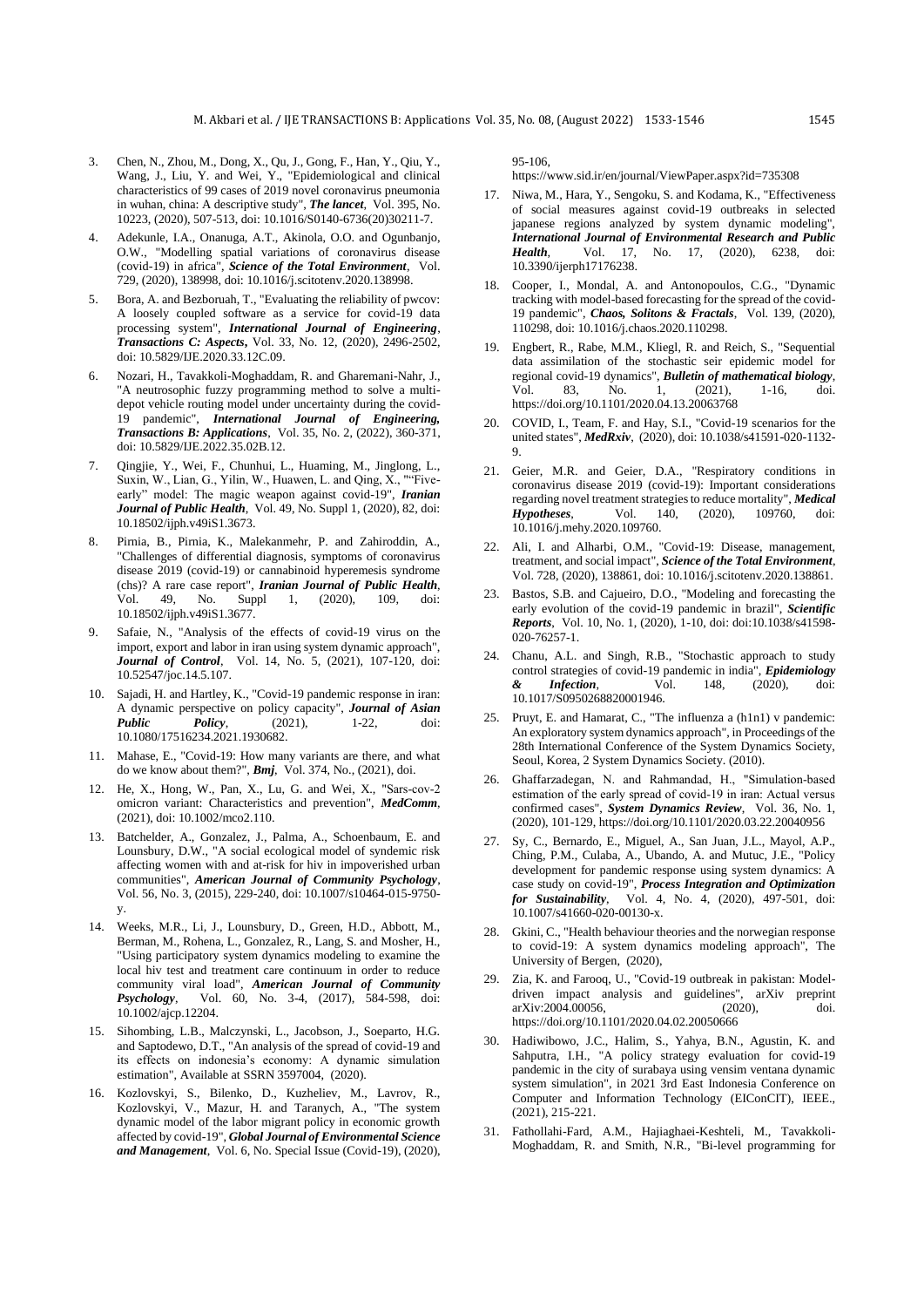3. Chen, N., Zhou, M., Dong, X., Qu, J., Gong, F., Han, Y., Qiu, Y., Wang, J., Liu, Y. and Wei, Y., "Epidemiological and clinical characteristics of 99 cases of 2019 novel coronavirus pneumonia in wuhan, china: A descriptive study", ***The lancet***, Vol. 395, No. 10223, (2020), 507-513, doi: 10.1016/S0140-6736(20)30211-7.

4. Adekunle, I.A., Onanuga, A.T., Akinola, O.O. and Ogunbanjo, O.W., "Modelling spatial variations of coronavirus disease (covid-19) in africa", ***Science of the Total Environment***, Vol. 729, (2020), 138998, doi: 10.1016/j.scitotenv.2020.138998.

5. Bora, A. and Bezboruah, T., "Evaluating the reliability of pwcov: A loosely coupled software as a service for covid-19 data processing system", ***International Journal of Engineering, Transactions C: Aspects***, Vol. 33, No. 12, (2020), 2496-2502, doi: 10.5829/IJE.2020.33.12C.09.

6. Nozari, H., Tavakkoli-Moghaddam, R. and Gharemani-Nahr, J., "A neutrosophic fuzzy programming method to solve a multi-depot vehicle routing model under uncertainty during the covid-19 pandemic", ***International Journal of Engineering, Transactions B: Applications***, Vol. 35, No. 2, (2022), 360-371, doi: 10.5829/IJE.2022.35.02B.12.

7. Qingjie, Y., Wei, F., Chunhui, L., Huaming, M., Jinglong, L., Suxin, W., Lian, G., Yilin, W., Huawen, L. and Qing, X., ""Five-early" model: The magic weapon against covid-19", ***Iranian Journal of Public Health***, Vol. 49, No. Suppl 1, (2020), 82, doi: 10.18502/ijph.v49iS1.3673.

8. Pirnia, B., Pirnia, K., Malekanmehr, P. and Zahiroddin, A., "Challenges of differential diagnosis, symptoms of coronavirus disease 2019 (covid-19) or cannabinoid hyperemesis syndrome (chs)? A rare case report", ***Iranian Journal of Public Health***, Vol. 49, No. Suppl 1, (2020), 109, doi: 10.18502/ijph.v49iS1.3677.

9. Safaie, N., "Analysis of the effects of covid-19 virus on the import, export and labor in iran using system dynamic approach", ***Journal of Control***, Vol. 14, No. 5, (2021), 107-120, doi: 10.52547/joc.14.5.107.

10. Sajadi, H. and Hartley, K., "Covid-19 pandemic response in iran: A dynamic perspective on policy capacity", ***Journal of Asian Public Policy***, (2021), 1-22, doi: 10.1080/17516234.2021.1930682.

11. Mahase, E., "Covid-19: How many variants are there, and what do we know about them?", ***Bmj***, Vol. 374, No., (2021), doi.

12. He, X., Hong, W., Pan, X., Lu, G. and Wei, X., "Sars-cov-2 omicron variant: Characteristics and prevention", ***MedComm***, (2021), doi: 10.1002/mco2.110.

13. Batchelder, A., Gonzalez, J., Palma, A., Schoenbaum, E. and Lounsbury, D.W., "A social ecological model of syndemic risk affecting women with and at-risk for hiv in impoverished urban communities", ***American Journal of Community Psychology***, Vol. 56, No. 3, (2015), 229-240, doi: 10.1007/s10464-015-9750-y.

14. Weeks, M.R., Li, J., Lounsbury, D., Green, H.D., Abbott, M., Berman, M., Rohena, L., Gonzalez, R., Lang, S. and Mosher, H., "Using participatory system dynamics modeling to examine the local hiv test and treatment care continuum in order to reduce community viral load", ***American Journal of Community Psychology***, Vol. 60, No. 3-4, (2017), 584-598, doi: 10.1002/ajcp.12204.

15. Sihombing, L.B., Malczynski, L., Jacobson, J., Soeparto, H.G. and Saptodewo, D.T., "An analysis of the spread of covid-19 and its effects on indonesia's economy: A dynamic simulation estimation", Available at SSRN 3597004, (2020).

16. Kozlovskyi, S., Bilenko, D., Kuzheliev, M., Lavrov, R., Kozlovskyi, V., Mazur, H. and Taranych, A., "The system dynamic model of the labor migrant policy in economic growth affected by covid-19", ***Global Journal of Environmental Science and Management***, Vol. 6, No. Special Issue (Covid-19), (2020), 95-106, https://www.sid.ir/en/journal/ViewPaper.aspx?id=735308

17. Niwa, M., Hara, Y., Sengoku, S. and Kodama, K., "Effectiveness of social measures against covid-19 outbreaks in selected japanese regions analyzed by system dynamic modeling", ***International Journal of Environmental Research and Public Health***, Vol. 17, No. 17, (2020), 6238, doi: 10.3390/ijerph17176238.

18. Cooper, I., Mondal, A. and Antonopoulos, C.G., "Dynamic tracking with model-based forecasting for the spread of the covid-19 pandemic", ***Chaos, Solitons & Fractals***, Vol. 139, (2020), 110298, doi: 10.1016/j.chaos.2020.110298.

19. Engbert, R., Rabe, M.M., Kliegl, R. and Reich, S., "Sequential data assimilation of the stochastic seir epidemic model for regional covid-19 dynamics", ***Bulletin of mathematical biology***, Vol. 83, No. 1, (2021), 1-16, doi. https://doi.org/10.1101/2020.04.13.20063768

20. COVID, I., Team, F. and Hay, S.I., "Covid-19 scenarios for the united states", ***MedRxiv***, (2020), doi: 10.1038/s41591-020-1132-9.

21. Geier, M.R. and Geier, D.A., "Respiratory conditions in coronavirus disease 2019 (covid-19): Important considerations regarding novel treatment strategies to reduce mortality", ***Medical Hypotheses***, Vol. 140, (2020), 109760, doi: 10.1016/j.mehy.2020.109760.

22. Ali, I. and Alharbi, O.M., "Covid-19: Disease, management, treatment, and social impact", ***Science of the Total Environment***, Vol. 728, (2020), 138861, doi: 10.1016/j.scitotenv.2020.138861.

23. Bastos, S.B. and Cajueiro, D.O., "Modeling and forecasting the early evolution of the covid-19 pandemic in brazil", ***Scientific Reports***, Vol. 10, No. 1, (2020), 1-10, doi: doi:10.1038/s41598-020-76257-1.

24. Chanu, A.L. and Singh, R.B., "Stochastic approach to study control strategies of covid-19 pandemic in india", ***Epidemiology & Infection***, Vol. 148, (2020), doi: 10.1017/S0950268820001946.

25. Pruyt, E. and Hamarat, C., "The influenza a (h1n1) v pandemic: An exploratory system dynamics approach", in Proceedings of the 28th International Conference of the System Dynamics Society, Seoul, Korea, 2 System Dynamics Society. (2010).

26. Ghaffarzadegan, N. and Rahmandad, H., "Simulation-based estimation of the early spread of covid-19 in iran: Actual versus confirmed cases", ***System Dynamics Review***, Vol. 36, No. 1, (2020), 101-129, https://doi.org/10.1101/2020.03.22.20040956

27. Sy, C., Bernardo, E., Miguel, A., San Juan, J.L., Mayol, A.P., Ching, P.M., Culaba, A., Ubando, A. and Mutuc, J.E., "Policy development for pandemic response using system dynamics: A case study on covid-19", ***Process Integration and Optimization for Sustainability***, Vol. 4, No. 4, (2020), 497-501, doi: 10.1007/s41660-020-00130-x.

28. Gkini, C., "Health behaviour theories and the norwegian response to covid-19: A system dynamics modeling approach", The University of Bergen, (2020),

29. Zia, K. and Farooq, U., "Covid-19 outbreak in pakistan: Model-driven impact analysis and guidelines", arXiv preprint arXiv:2004.00056, (2020), doi. https://doi.org/10.1101/2020.04.02.20050666

30. Hadiwibowo, J.C., Halim, S., Yahya, B.N., Agustin, K. and Sahputra, I.H., "A policy strategy evaluation for covid-19 pandemic in the city of surabaya using vensim ventana dynamic system simulation", in 2021 3rd East Indonesia Conference on Computer and Information Technology (EIConCIT), IEEE., (2021), 215-221.

31. Fathollahi-Fard, A.M., Hajiaghaei-Keshteli, M., Tavakkoli-Moghaddam, R. and Smith, N.R., "Bi-level programming for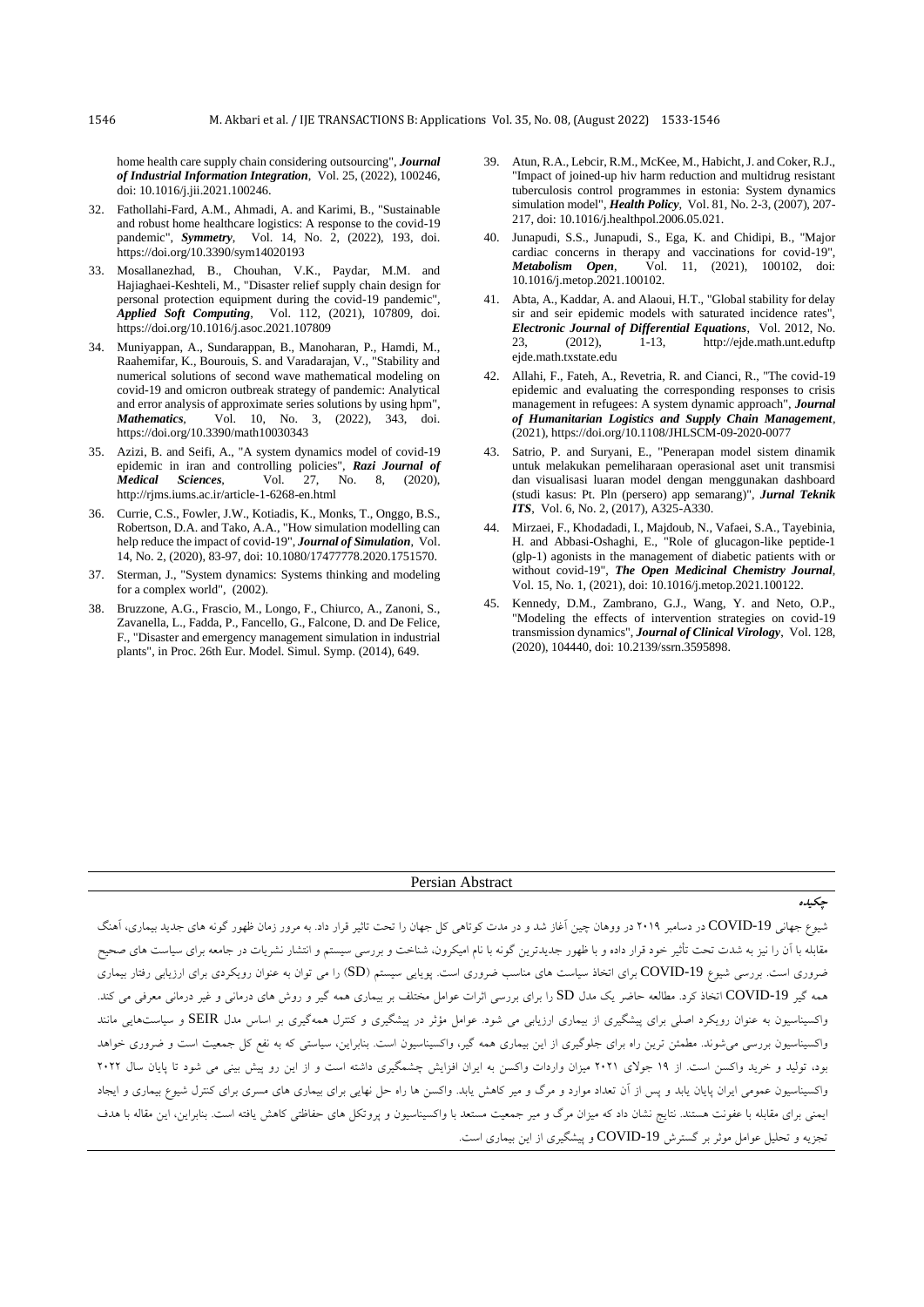home health care supply chain considering outsourcing", ***Journal of Industrial Information Integration***, Vol. 25, (2022), 100246, doi: 10.1016/j.jii.2021.100246.

32. Fathollahi-Fard, A.M., Ahmadi, A. and Karimi, B., "Sustainable and robust home healthcare logistics: A response to the covid-19 pandemic", ***Symmetry***, Vol. 14, No. 2, (2022), 193, doi. https://doi.org/10.3390/sym14020193
33. Mosallanezhad, B., Chouhan, V.K., Paydar, M.M. and Hajiaghaei-Keshteli, M., "Disaster relief supply chain design for personal protection equipment during the covid-19 pandemic", ***Applied Soft Computing***, Vol. 112, (2021), 107809, doi. https://doi.org/10.1016/j.asoc.2021.107809
34. Muniyappan, A., Sundarappan, B., Manoharan, P., Hamdi, M., Raahemifar, K., Bourouis, S. and Varadarajan, V., "Stability and numerical solutions of second wave mathematical modeling on covid-19 and omicron outbreak strategy of pandemic: Analytical and error analysis of approximate series solutions by using hpm", ***Mathematics***, Vol. 10, No. 3, (2022), 343, doi. https://doi.org/10.3390/math10030343
35. Azizi, B. and Seifi, A., "A system dynamics model of covid-19 epidemic in iran and controlling policies", ***Razi Journal of Medical Sciences***, Vol. 27, No. 8, (2020), http://rjms.iums.ac.ir/article-1-6268-en.html
36. Currie, C.S., Fowler, J.W., Kotiadis, K., Monks, T., Onggo, B.S., Robertson, D.A. and Tako, A.A., "How simulation modelling can help reduce the impact of covid-19", ***Journal of Simulation***, Vol. 14, No. 2, (2020), 83-97, doi: 10.1080/17477778.2020.1751570.
37. Sterman, J., "System dynamics: Systems thinking and modeling for a complex world", (2002).
38. Bruzzone, A.G., Frascio, M., Longo, F., Chiurco, A., Zanoni, S., Zavanella, L., Fadda, P., Fancello, G., Falcone, D. and De Felice, F., "Disaster and emergency management simulation in industrial plants", in Proc. 26th Eur. Model. Simul. Symp. (2014), 649.
39. Atun, R.A., Lebcir, R.M., McKee, M., Habicht, J. and Coker, R.J., "Impact of joined-up hiv harm reduction and multidrug resistant tuberculosis control programmes in estonia: System dynamics simulation model", ***Health Policy***, Vol. 81, No. 2-3, (2007), 207-217, doi: 10.1016/j.healthpol.2006.05.021.
40. Junapudi, S.S., Junapudi, S., Ega, K. and Chidipi, B., "Major cardiac concerns in therapy and vaccinations for covid-19", ***Metabolism Open***, Vol. 11, (2021), 100102, doi: 10.1016/j.metop.2021.100102.
41. Abta, A., Kaddar, A. and Alaoui, H.T., "Global stability for delay sir and seir epidemic models with saturated incidence rates", ***Electronic Journal of Differential Equations***, Vol. 2012, No. 23, (2012), 1-13, http://ejde.math.unt.eduftp ejde.math.txstate.edu
42. Allahi, F., Fateh, A., Revetria, R. and Cianci, R., "The covid-19 epidemic and evaluating the corresponding responses to crisis management in refugees: A system dynamic approach", ***Journal of Humanitarian Logistics and Supply Chain Management***, (2021), https://doi.org/10.1108/JHLSCM-09-2020-0077
43. Satrio, P. and Suryani, E., "Penerapan model sistem dinamik untuk melakukan pemeliharaan operasional aset unit transmisi dan visualisasi luaran model dengan menggunakan dashboard (studi kasus: Pt. Pln (persero) app semarang)", ***Jurnal Teknik ITS***, Vol. 6, No. 2, (2017), A325-A330.
44. Mirzaei, F., Khodadadi, I., Majdoub, N., Vafaei, S.A., Tayebinia, H. and Abbasi-Oshaghi, E., "Role of glucagon-like peptide-1 (glp-1) agonists in the management of diabetic patients with or without covid-19", ***The Open Medicinal Chemistry Journal***, Vol. 15, No. 1, (2021), doi: 10.1016/j.metop.2021.100122.
45. Kennedy, D.M., Zambrano, G.J., Wang, Y. and Neto, O.P., "Modeling the effects of intervention strategies on covid-19 transmission dynamics", ***Journal of Clinical Virology***, Vol. 128, (2020), 104440, doi: 10.2139/ssrn.3595898.

## Persian Abstract

**چکیده**

شیوع جهانی COVID-19 در دسامبر ۲۰۱۹ در ووهان چین آغاز شد و در مدت کوتاهی کل جهان را تحت تاثیر قرار داد. به مرور زمان ظهور گونه های جدید بیماری، آهنگ مقابله با آن را نیز به شدت تحت تأثیر خود قرار داده و با ظهور جدیدترین گونه با نام امیکرون، شناخت و بررسی سیستم و انتشار نشریات در جامعه برای سیاست های صحیح ضروری است. بررسی شیوع COVID-19 برای اتخاذ سیاست های مناسب ضروری است. پویایی سیستم (SD) را می توان به عنوان رویکردی برای ارزیابی رفتار بیماری همه گیر COVID-19 اتخاذ کرد. مطالعه حاضر یک مدل SD را برای بررسی اثرات عوامل مختلف بر بیماری همه گیر و روش های درمانی و غیر درمانی معرفی می کند. واکسیناسیون به عنوان رویکرد اصلی برای پیشگیری از بیماری ارزیابی می شود. عوامل مؤثر در پیشگیری و کنترل همه‌گیری بر اساس مدل SEIR و سیاست‌هایی مانند واکسیناسیون بررسی می‌شوند. مطمئن ترین راه برای جلوگیری از این بیماری همه گیر، واکسیناسیون است. بنابراین، سیاستی که به نفع کل جمعیت است و ضروری خواهد بود، تولید و خرید واکسن است. از ۱۹ جولای ۲۰۲۱ میزان واردات واکسن به ایران افزایش چشمگیری داشته است و از این رو پیش بینی می شود تا پایان سال ۲۰۲۲ واکسیناسیون عمومی ایران پایان یابد و پس از آن تعداد موارد و مرگ و میر کاهش یابد. واکسن ها راه حل نهایی برای بیماری های مسری برای کنترل شیوع بیماری و ایجاد ایمنی برای مقابله با عفونت هستند. نتایج نشان داد که میزان مرگ و میر جمعیت مستعد با واکسیناسیون و پروتکل های حفاظتی کاهش یافته است. بنابراین، این مقاله با هدف تجزیه و تحلیل عوامل موثر بر گسترش COVID-19 و پیشگیری از این بیماری است.